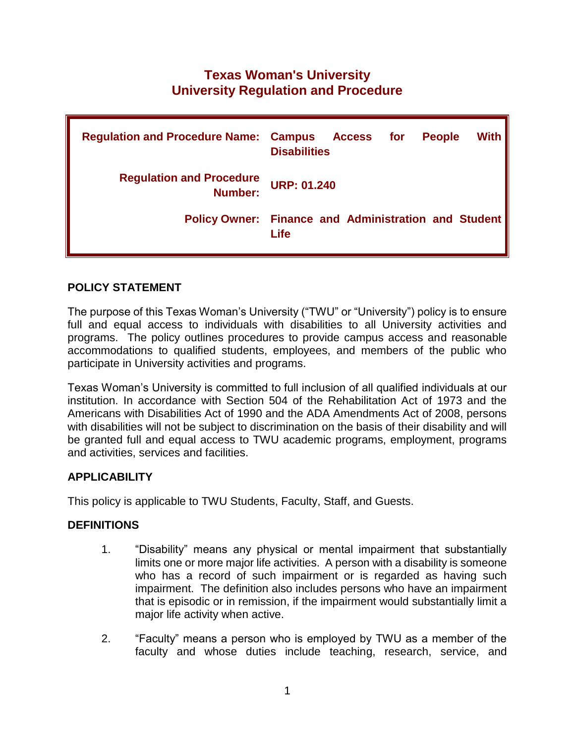# Texas Woman's University
# University Regulation and Procedure

| | |
|---|---|
| **Regulation and Procedure Name:** | **Campus Access for People With Disabilities** |
| **Regulation and Procedure Number:** | **URP: 01.240** |
| **Policy Owner:** | **Finance and Administration and Student Life** |

## POLICY STATEMENT

The purpose of this Texas Woman's University ("TWU" or "University") policy is to ensure full and equal access to individuals with disabilities to all University activities and programs. The policy outlines procedures to provide campus access and reasonable accommodations to qualified students, employees, and members of the public who participate in University activities and programs.

Texas Woman's University is committed to full inclusion of all qualified individuals at our institution. In accordance with Section 504 of the Rehabilitation Act of 1973 and the Americans with Disabilities Act of 1990 and the ADA Amendments Act of 2008, persons with disabilities will not be subject to discrimination on the basis of their disability and will be granted full and equal access to TWU academic programs, employment, programs and activities, services and facilities.

## APPLICABILITY

This policy is applicable to TWU Students, Faculty, Staff, and Guests.

## DEFINITIONS

1. "Disability" means any physical or mental impairment that substantially limits one or more major life activities. A person with a disability is someone who has a record of such impairment or is regarded as having such impairment. The definition also includes persons who have an impairment that is episodic or in remission, if the impairment would substantially limit a major life activity when active.

2. "Faculty" means a person who is employed by TWU as a member of the faculty and whose duties include teaching, research, service, and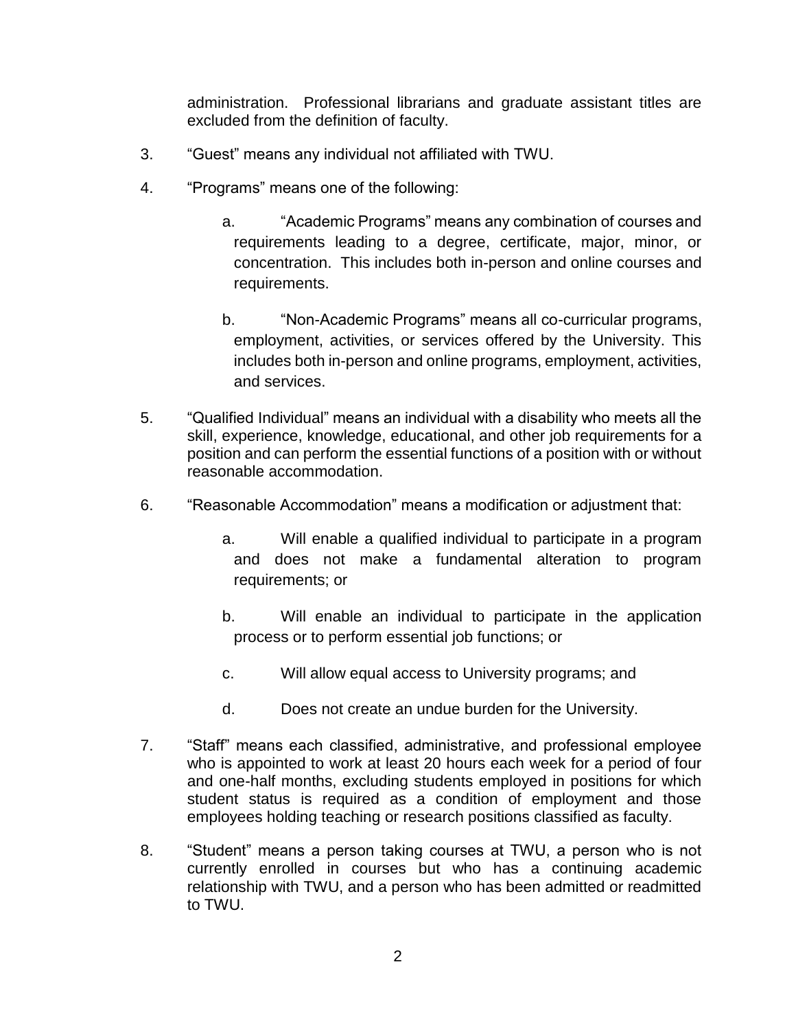administration. Professional librarians and graduate assistant titles are excluded from the definition of faculty.

3. “Guest” means any individual not affiliated with TWU.

4. “Programs” means one of the following:

   a. “Academic Programs” means any combination of courses and requirements leading to a degree, certificate, major, minor, or concentration. This includes both in-person and online courses and requirements.

   b. “Non-Academic Programs” means all co-curricular programs, employment, activities, or services offered by the University. This includes both in-person and online programs, employment, activities, and services.

5. “Qualified Individual” means an individual with a disability who meets all the skill, experience, knowledge, educational, and other job requirements for a position and can perform the essential functions of a position with or without reasonable accommodation.

6. “Reasonable Accommodation” means a modification or adjustment that:

   a. Will enable a qualified individual to participate in a program and does not make a fundamental alteration to program requirements; or

   b. Will enable an individual to participate in the application process or to perform essential job functions; or

   c. Will allow equal access to University programs; and

   d. Does not create an undue burden for the University.

7. “Staff” means each classified, administrative, and professional employee who is appointed to work at least 20 hours each week for a period of four and one-half months, excluding students employed in positions for which student status is required as a condition of employment and those employees holding teaching or research positions classified as faculty.

8. “Student” means a person taking courses at TWU, a person who is not currently enrolled in courses but who has a continuing academic relationship with TWU, and a person who has been admitted or readmitted to TWU.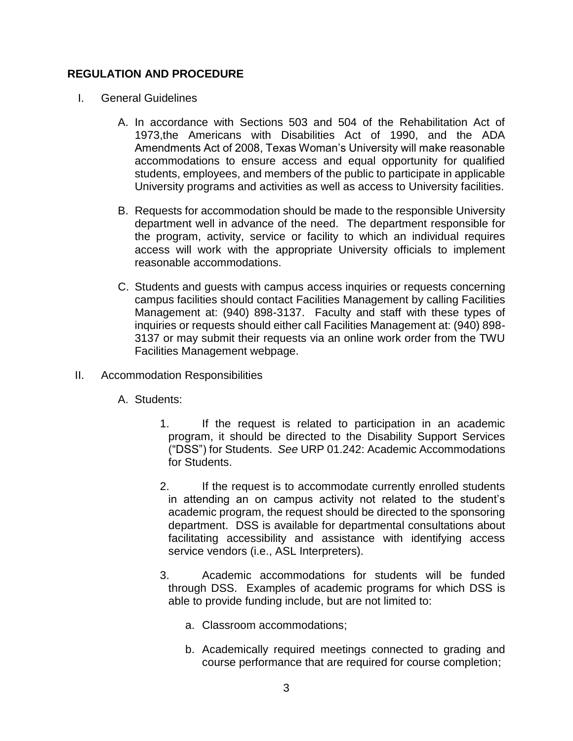## REGULATION AND PROCEDURE

I. General Guidelines

   A. In accordance with Sections 503 and 504 of the Rehabilitation Act of 1973,the Americans with Disabilities Act of 1990, and the ADA Amendments Act of 2008, Texas Woman's University will make reasonable accommodations to ensure access and equal opportunity for qualified students, employees, and members of the public to participate in applicable University programs and activities as well as access to University facilities.

   B. Requests for accommodation should be made to the responsible University department well in advance of the need. The department responsible for the program, activity, service or facility to which an individual requires access will work with the appropriate University officials to implement reasonable accommodations.

   C. Students and guests with campus access inquiries or requests concerning campus facilities should contact Facilities Management by calling Facilities Management at: (940) 898-3137. Faculty and staff with these types of inquiries or requests should either call Facilities Management at: (940) 898-3137 or may submit their requests via an online work order from the TWU Facilities Management webpage.

II. Accommodation Responsibilities

   A. Students:

      1. If the request is related to participation in an academic program, it should be directed to the Disability Support Services ("DSS") for Students. *See* URP 01.242: Academic Accommodations for Students.

      2. If the request is to accommodate currently enrolled students in attending an on campus activity not related to the student's academic program, the request should be directed to the sponsoring department. DSS is available for departmental consultations about facilitating accessibility and assistance with identifying access service vendors (i.e., ASL Interpreters).

      3. Academic accommodations for students will be funded through DSS. Examples of academic programs for which DSS is able to provide funding include, but are not limited to:

         a. Classroom accommodations;

         b. Academically required meetings connected to grading and course performance that are required for course completion;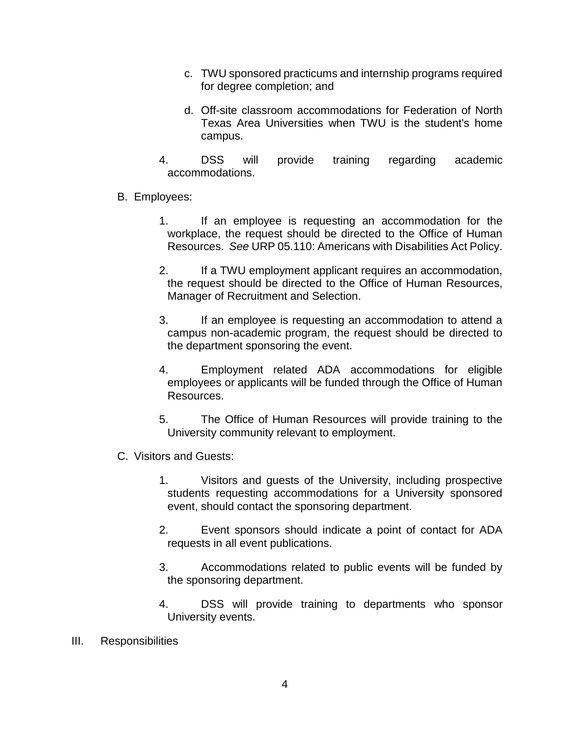c. TWU sponsored practicums and internship programs required for degree completion; and

d. Off-site classroom accommodations for Federation of North Texas Area Universities when TWU is the student's home campus.

4. DSS will provide training regarding academic accommodations.

B. Employees:

1. If an employee is requesting an accommodation for the workplace, the request should be directed to the Office of Human Resources. *See* URP 05.110: Americans with Disabilities Act Policy.

2. If a TWU employment applicant requires an accommodation, the request should be directed to the Office of Human Resources, Manager of Recruitment and Selection.

3. If an employee is requesting an accommodation to attend a campus non-academic program, the request should be directed to the department sponsoring the event.

4. Employment related ADA accommodations for eligible employees or applicants will be funded through the Office of Human Resources.

5. The Office of Human Resources will provide training to the University community relevant to employment.

C. Visitors and Guests:

1. Visitors and guests of the University, including prospective students requesting accommodations for a University sponsored event, should contact the sponsoring department.

2. Event sponsors should indicate a point of contact for ADA requests in all event publications.

3. Accommodations related to public events will be funded by the sponsoring department.

4. DSS will provide training to departments who sponsor University events.

III. Responsibilities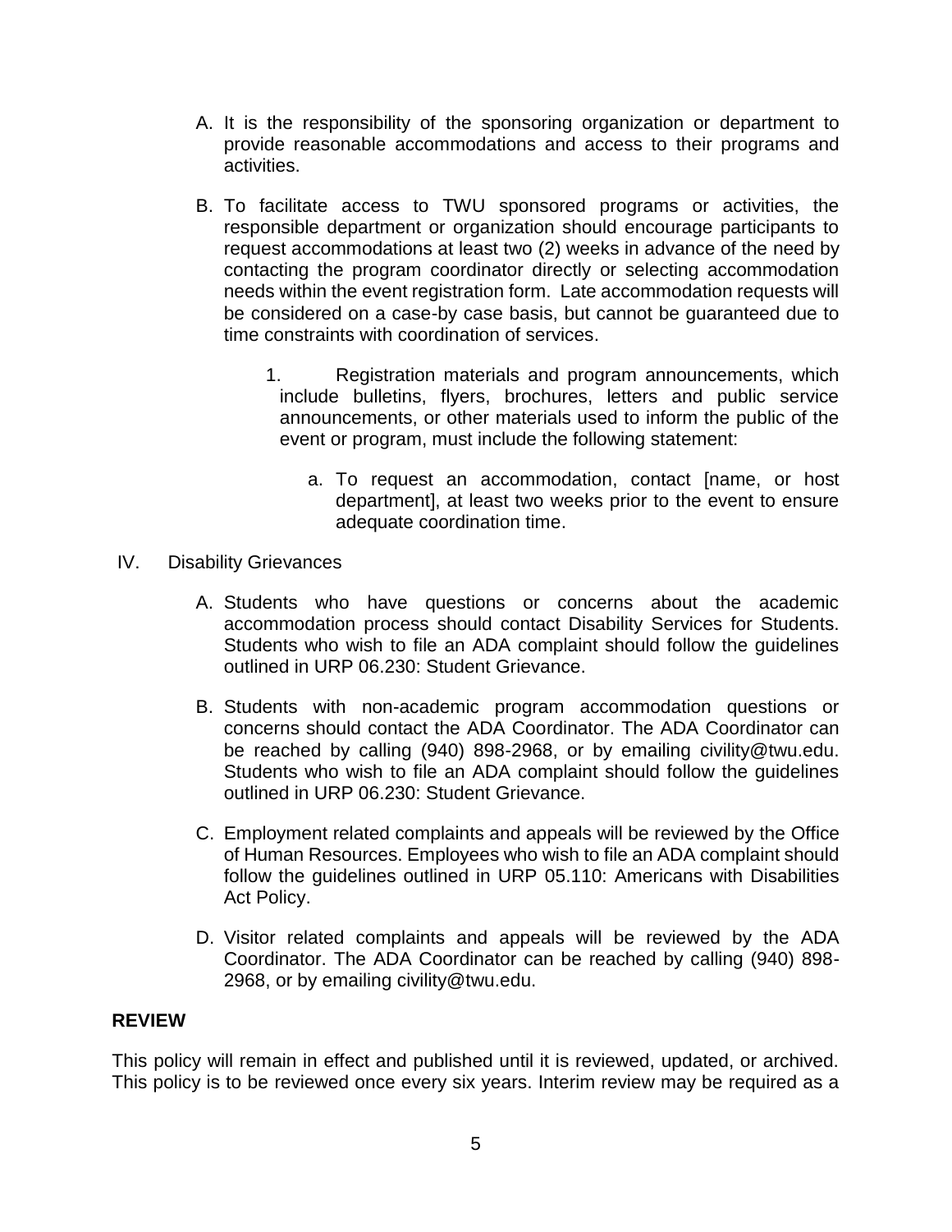A. It is the responsibility of the sponsoring organization or department to provide reasonable accommodations and access to their programs and activities.

B. To facilitate access to TWU sponsored programs or activities, the responsible department or organization should encourage participants to request accommodations at least two (2) weeks in advance of the need by contacting the program coordinator directly or selecting accommodation needs within the event registration form. Late accommodation requests will be considered on a case-by case basis, but cannot be guaranteed due to time constraints with coordination of services.

   1. Registration materials and program announcements, which include bulletins, flyers, brochures, letters and public service announcements, or other materials used to inform the public of the event or program, must include the following statement:

      a. To request an accommodation, contact [name, or host department], at least two weeks prior to the event to ensure adequate coordination time.

IV. Disability Grievances

A. Students who have questions or concerns about the academic accommodation process should contact Disability Services for Students. Students who wish to file an ADA complaint should follow the guidelines outlined in URP 06.230: Student Grievance.

B. Students with non-academic program accommodation questions or concerns should contact the ADA Coordinator. The ADA Coordinator can be reached by calling (940) 898-2968, or by emailing civility@twu.edu. Students who wish to file an ADA complaint should follow the guidelines outlined in URP 06.230: Student Grievance.

C. Employment related complaints and appeals will be reviewed by the Office of Human Resources. Employees who wish to file an ADA complaint should follow the guidelines outlined in URP 05.110: Americans with Disabilities Act Policy.

D. Visitor related complaints and appeals will be reviewed by the ADA Coordinator. The ADA Coordinator can be reached by calling (940) 898-2968, or by emailing civility@twu.edu.

**REVIEW**

This policy will remain in effect and published until it is reviewed, updated, or archived. This policy is to be reviewed once every six years. Interim review may be required as a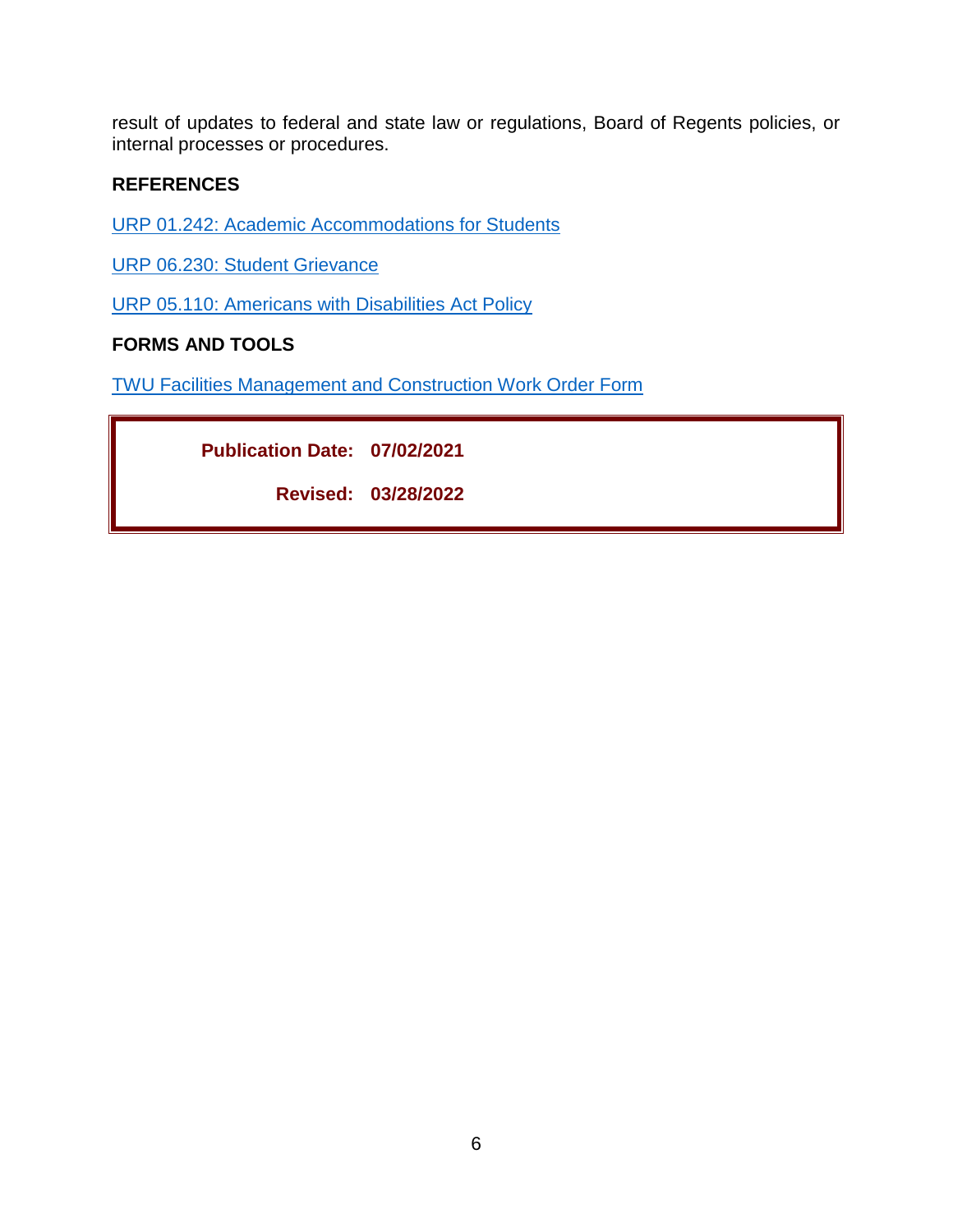result of updates to federal and state law or regulations, Board of Regents policies, or internal processes or procedures.

## REFERENCES

URP 01.242: Academic Accommodations for Students

URP 06.230: Student Grievance

URP 05.110: Americans with Disabilities Act Policy

## FORMS AND TOOLS

TWU Facilities Management and Construction Work Order Form

**Publication Date: 07/02/2021**

**Revised: 03/28/2022**